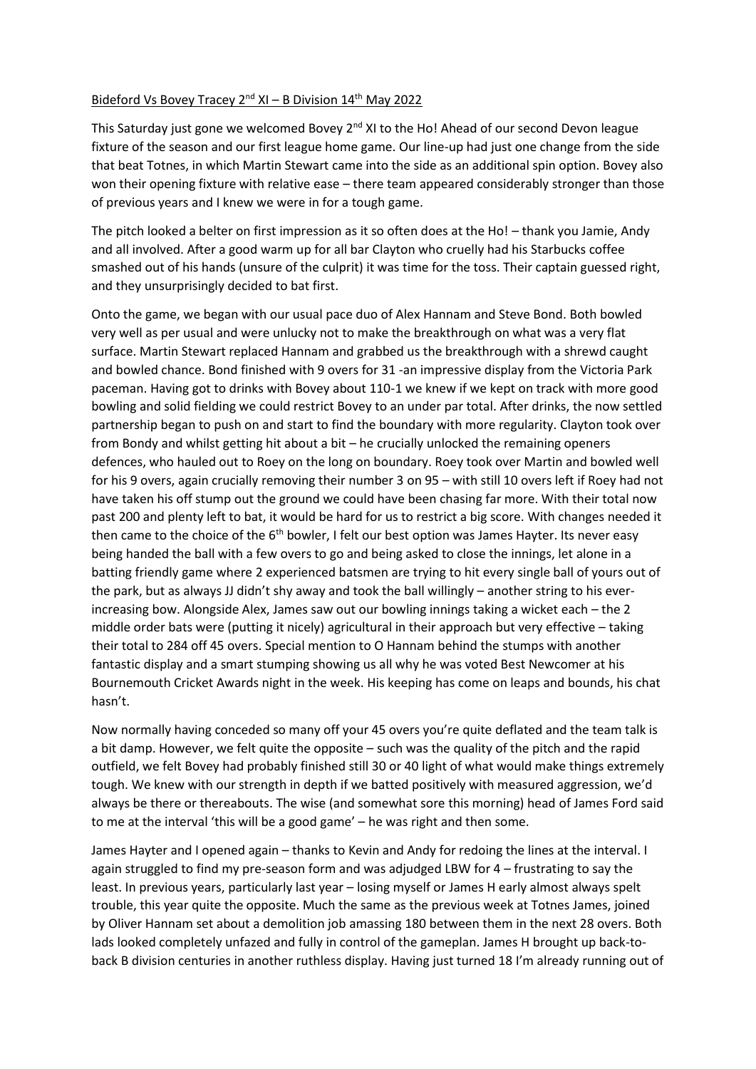Bideford Vs Bovey Tracey 2nd XI – B Division 14th May 2022

This Saturday just gone we welcomed Bovey 2nd XI to the Ho! Ahead of our second Devon league fixture of the season and our first league home game. Our line-up had just one change from the side that beat Totnes, in which Martin Stewart came into the side as an additional spin option. Bovey also won their opening fixture with relative ease – there team appeared considerably stronger than those of previous years and I knew we were in for a tough game.

The pitch looked a belter on first impression as it so often does at the Ho! – thank you Jamie, Andy and all involved. After a good warm up for all bar Clayton who cruelly had his Starbucks coffee smashed out of his hands (unsure of the culprit) it was time for the toss. Their captain guessed right, and they unsurprisingly decided to bat first.

Onto the game, we began with our usual pace duo of Alex Hannam and Steve Bond. Both bowled very well as per usual and were unlucky not to make the breakthrough on what was a very flat surface. Martin Stewart replaced Hannam and grabbed us the breakthrough with a shrewd caught and bowled chance. Bond finished with 9 overs for 31 -an impressive display from the Victoria Park paceman. Having got to drinks with Bovey about 110-1 we knew if we kept on track with more good bowling and solid fielding we could restrict Bovey to an under par total. After drinks, the now settled partnership began to push on and start to find the boundary with more regularity. Clayton took over from Bondy and whilst getting hit about a bit – he crucially unlocked the remaining openers defences, who hauled out to Roey on the long on boundary. Roey took over Martin and bowled well for his 9 overs, again crucially removing their number 3 on 95 – with still 10 overs left if Roey had not have taken his off stump out the ground we could have been chasing far more. With their total now past 200 and plenty left to bat, it would be hard for us to restrict a big score. With changes needed it then came to the choice of the 6th bowler, I felt our best option was James Hayter. Its never easy being handed the ball with a few overs to go and being asked to close the innings, let alone in a batting friendly game where 2 experienced batsmen are trying to hit every single ball of yours out of the park, but as always JJ didn't shy away and took the ball willingly – another string to his ever-increasing bow. Alongside Alex, James saw out our bowling innings taking a wicket each – the 2 middle order bats were (putting it nicely) agricultural in their approach but very effective – taking their total to 284 off 45 overs. Special mention to O Hannam behind the stumps with another fantastic display and a smart stumping showing us all why he was voted Best Newcomer at his Bournemouth Cricket Awards night in the week. His keeping has come on leaps and bounds, his chat hasn't.

Now normally having conceded so many off your 45 overs you're quite deflated and the team talk is a bit damp. However, we felt quite the opposite – such was the quality of the pitch and the rapid outfield, we felt Bovey had probably finished still 30 or 40 light of what would make things extremely tough. We knew with our strength in depth if we batted positively with measured aggression, we'd always be there or thereabouts. The wise (and somewhat sore this morning) head of James Ford said to me at the interval 'this will be a good game' – he was right and then some.

James Hayter and I opened again – thanks to Kevin and Andy for redoing the lines at the interval. I again struggled to find my pre-season form and was adjudged LBW for 4 – frustrating to say the least. In previous years, particularly last year – losing myself or James H early almost always spelt trouble, this year quite the opposite. Much the same as the previous week at Totnes James, joined by Oliver Hannam set about a demolition job amassing 180 between them in the next 28 overs. Both lads looked completely unfazed and fully in control of the gameplan. James H brought up back-to-back B division centuries in another ruthless display. Having just turned 18 I'm already running out of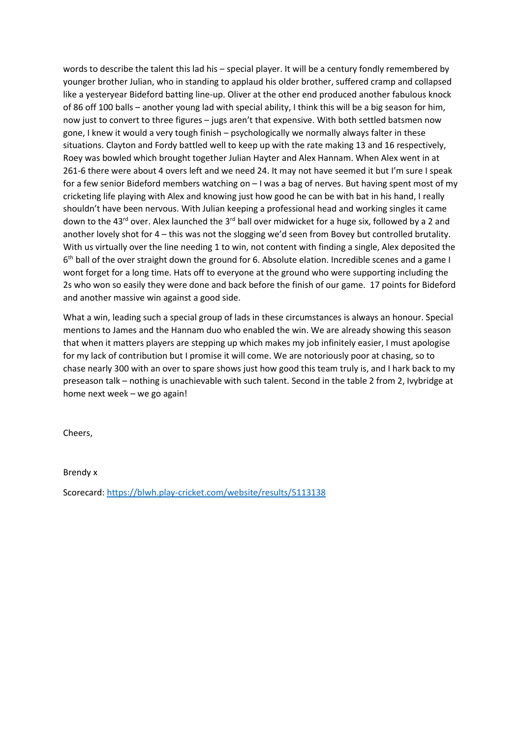words to describe the talent this lad his – special player. It will be a century fondly remembered by younger brother Julian, who in standing to applaud his older brother, suffered cramp and collapsed like a yesteryear Bideford batting line-up. Oliver at the other end produced another fabulous knock of 86 off 100 balls – another young lad with special ability, I think this will be a big season for him, now just to convert to three figures – jugs aren't that expensive. With both settled batsmen now gone, I knew it would a very tough finish – psychologically we normally always falter in these situations. Clayton and Fordy battled well to keep up with the rate making 13 and 16 respectively, Roey was bowled which brought together Julian Hayter and Alex Hannam. When Alex went in at 261-6 there were about 4 overs left and we need 24. It may not have seemed it but I'm sure I speak for a few senior Bideford members watching on – I was a bag of nerves. But having spent most of my cricketing life playing with Alex and knowing just how good he can be with bat in his hand, I really shouldn't have been nervous. With Julian keeping a professional head and working singles it came down to the 43rd over. Alex launched the 3rd ball over midwicket for a huge six, followed by a 2 and another lovely shot for 4 – this was not the slogging we'd seen from Bovey but controlled brutality. With us virtually over the line needing 1 to win, not content with finding a single, Alex deposited the 6th ball of the over straight down the ground for 6. Absolute elation. Incredible scenes and a game I wont forget for a long time. Hats off to everyone at the ground who were supporting including the 2s who won so easily they were done and back before the finish of our game. 17 points for Bideford and another massive win against a good side.

What a win, leading such a special group of lads in these circumstances is always an honour. Special mentions to James and the Hannam duo who enabled the win. We are already showing this season that when it matters players are stepping up which makes my job infinitely easier, I must apologise for my lack of contribution but I promise it will come. We are notoriously poor at chasing, so to chase nearly 300 with an over to spare shows just how good this team truly is, and I hark back to my preseason talk – nothing is unachievable with such talent. Second in the table 2 from 2, Ivybridge at home next week – we go again!

Cheers,

Brendy x

Scorecard: https://blwh.play-cricket.com/website/results/5113138